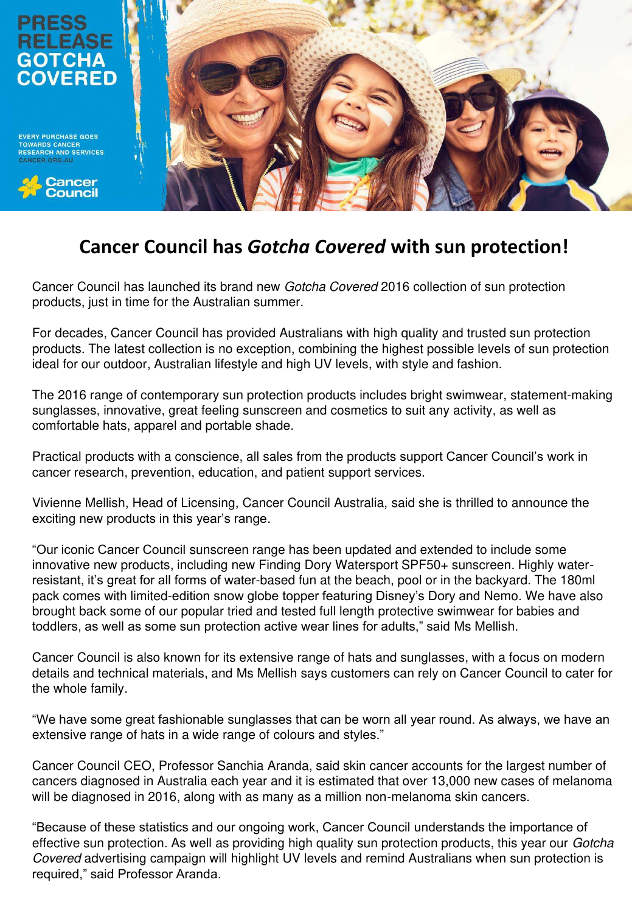PRESS RELEASE GOTCHA COVERED

EVERY PURCHASE GOES TOWARDS CANCER RESEARCH AND SERVICES
CANCER.ORG.AU

Cancer Council

# Cancer Council has *Gotcha Covered* with sun protection!

Cancer Council has launched its brand new *Gotcha Covered* 2016 collection of sun protection products, just in time for the Australian summer.

For decades, Cancer Council has provided Australians with high quality and trusted sun protection products. The latest collection is no exception, combining the highest possible levels of sun protection ideal for our outdoor, Australian lifestyle and high UV levels, with style and fashion.

The 2016 range of contemporary sun protection products includes bright swimwear, statement-making sunglasses, innovative, great feeling sunscreen and cosmetics to suit any activity, as well as comfortable hats, apparel and portable shade.

Practical products with a conscience, all sales from the products support Cancer Council's work in cancer research, prevention, education, and patient support services.

Vivienne Mellish, Head of Licensing, Cancer Council Australia, said she is thrilled to announce the exciting new products in this year's range.

"Our iconic Cancer Council sunscreen range has been updated and extended to include some innovative new products, including new Finding Dory Watersport SPF50+ sunscreen. Highly water-resistant, it's great for all forms of water-based fun at the beach, pool or in the backyard. The 180ml pack comes with limited-edition snow globe topper featuring Disney's Dory and Nemo. We have also brought back some of our popular tried and tested full length protective swimwear for babies and toddlers, as well as some sun protection active wear lines for adults," said Ms Mellish.

Cancer Council is also known for its extensive range of hats and sunglasses, with a focus on modern details and technical materials, and Ms Mellish says customers can rely on Cancer Council to cater for the whole family.

"We have some great fashionable sunglasses that can be worn all year round. As always, we have an extensive range of hats in a wide range of colours and styles."

Cancer Council CEO, Professor Sanchia Aranda, said skin cancer accounts for the largest number of cancers diagnosed in Australia each year and it is estimated that over 13,000 new cases of melanoma will be diagnosed in 2016, along with as many as a million non-melanoma skin cancers.

"Because of these statistics and our ongoing work, Cancer Council understands the importance of effective sun protection. As well as providing high quality sun protection products, this year our *Gotcha Covered* advertising campaign will highlight UV levels and remind Australians when sun protection is required," said Professor Aranda.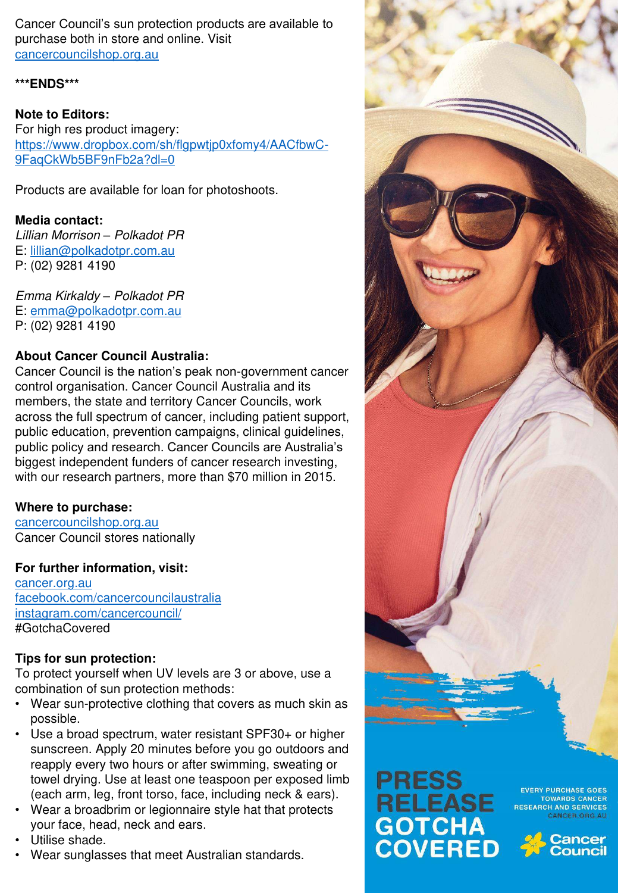Cancer Council's sun protection products are available to purchase both in store and online. Visit cancercouncilshop.org.au

***ENDS***

**Note to Editors:**
For high res product imagery: https://www.dropbox.com/sh/flgpwtjp0xfomy4/AACfbwC-9FaqCkWb5BF9nFb2a?dl=0

Products are available for loan for photoshoots.

**Media contact:**
*Lillian Morrison – Polkadot PR*
E: lillian@polkadotpr.com.au
P: (02) 9281 4190

*Emma Kirkaldy – Polkadot PR*
E: emma@polkadotpr.com.au
P: (02) 9281 4190

**About Cancer Council Australia:**
Cancer Council is the nation's peak non-government cancer control organisation. Cancer Council Australia and its members, the state and territory Cancer Councils, work across the full spectrum of cancer, including patient support, public education, prevention campaigns, clinical guidelines, public policy and research. Cancer Councils are Australia's biggest independent funders of cancer research investing, with our research partners, more than $70 million in 2015.

**Where to purchase:**
cancercouncilshop.org.au
Cancer Council stores nationally

**For further information, visit:**
cancer.org.au
facebook.com/cancercouncilaustralia
instagram.com/cancercouncil/
#GotchaCovered

**Tips for sun protection:**
To protect yourself when UV levels are 3 or above, use a combination of sun protection methods:

- Wear sun-protective clothing that covers as much skin as possible.
- Use a broad spectrum, water resistant SPF30+ or higher sunscreen. Apply 20 minutes before you go outdoors and reapply every two hours or after swimming, sweating or towel drying. Use at least one teaspoon per exposed limb (each arm, leg, front torso, face, including neck & ears).
- Wear a broadbrim or legionnaire style hat that protects your face, head, neck and ears.
- Utilise shade.
- Wear sunglasses that meet Australian standards.

PRESS RELEASE
GOTCHA COVERED

EVERY PURCHASE GOES TOWARDS CANCER RESEARCH AND SERVICES
CANCER.ORG.AU

Cancer Council